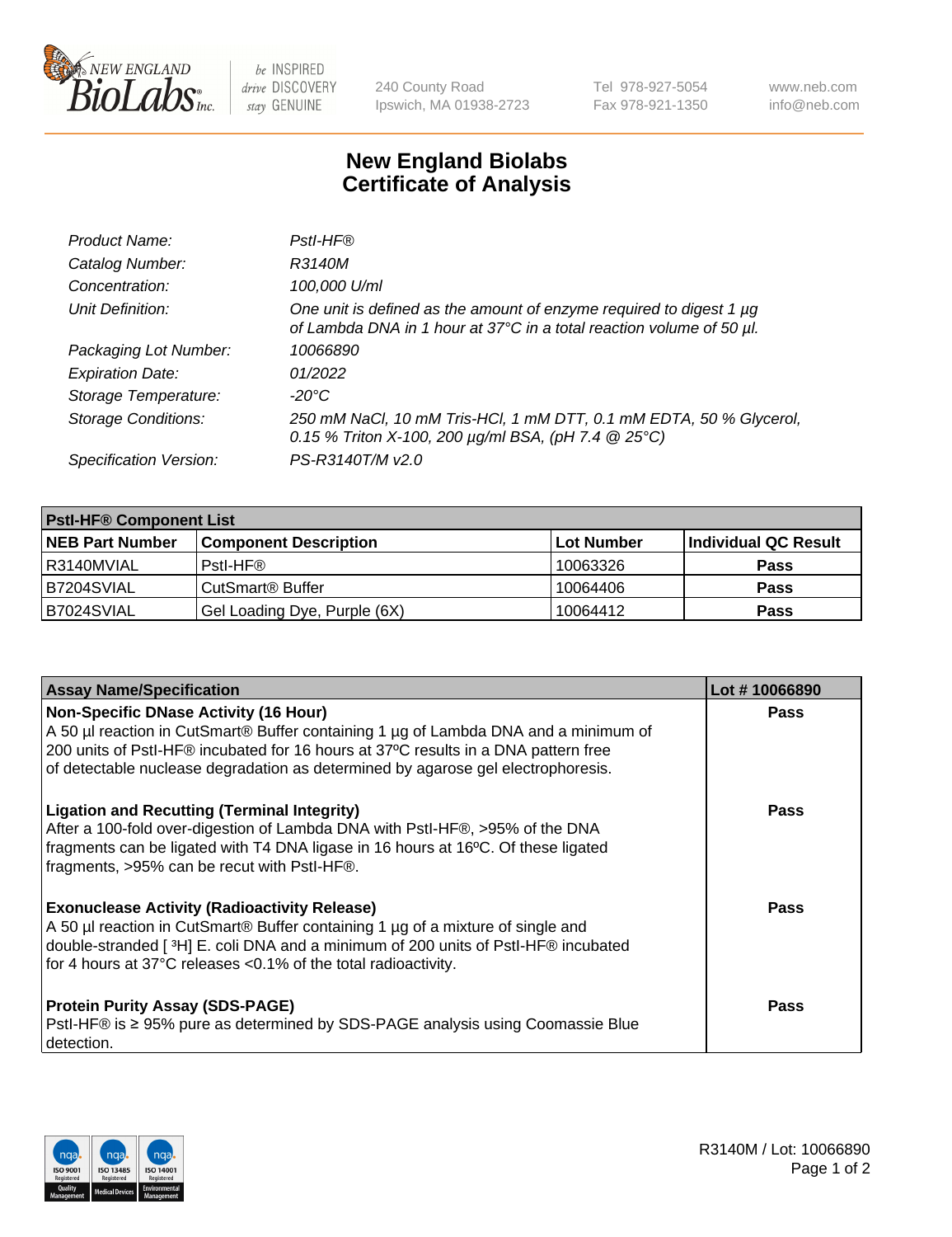New England BioLabs Inc. — be INSPIRED drive DISCOVERY stay GENUINE

240 County Road
Ipswich, MA 01938-2723

Tel 978-927-5054
Fax 978-921-1350

www.neb.com
info@neb.com

# New England Biolabs
# Certificate of Analysis

| | |
|---|---|
| *Product Name:* | *PstI-HF®* |
| *Catalog Number:* | *R3140M* |
| *Concentration:* | *100,000 U/ml* |
| *Unit Definition:* | *One unit is defined as the amount of enzyme required to digest 1 µg of Lambda DNA in 1 hour at 37°C in a total reaction volume of 50 µl.* |
| *Packaging Lot Number:* | *10066890* |
| *Expiration Date:* | *01/2022* |
| *Storage Temperature:* | *-20°C* |
| *Storage Conditions:* | *250 mM NaCl, 10 mM Tris-HCl, 1 mM DTT, 0.1 mM EDTA, 50 % Glycerol, 0.15 % Triton X-100, 200 µg/ml BSA, (pH 7.4 @ 25°C)* |
| *Specification Version:* | *PS-R3140T/M v2.0* |

| PstI-HF® Component List | | | |
|---|---|---|---|
| **NEB Part Number** | **Component Description** | **Lot Number** | **Individual QC Result** |
| R3140MVIAL | PstI-HF® | 10063326 | **Pass** |
| B7204SVIAL | CutSmart® Buffer | 10064406 | **Pass** |
| B7024SVIAL | Gel Loading Dye, Purple (6X) | 10064412 | **Pass** |

| Assay Name/Specification | Lot # 10066890 |
|---|---|
| **Non-Specific DNase Activity (16 Hour)**<br>A 50 µl reaction in CutSmart® Buffer containing 1 µg of Lambda DNA and a minimum of 200 units of PstI-HF® incubated for 16 hours at 37ºC results in a DNA pattern free of detectable nuclease degradation as determined by agarose gel electrophoresis. | **Pass** |
| **Ligation and Recutting (Terminal Integrity)**<br>After a 100-fold over-digestion of Lambda DNA with PstI-HF®, >95% of the DNA fragments can be ligated with T4 DNA ligase in 16 hours at 16ºC. Of these ligated fragments, >95% can be recut with PstI-HF®. | **Pass** |
| **Exonuclease Activity (Radioactivity Release)**<br>A 50 µl reaction in CutSmart® Buffer containing 1 µg of a mixture of single and double-stranded [ $^3$H] E. coli DNA and a minimum of 200 units of PstI-HF® incubated for 4 hours at 37°C releases <0.1% of the total radioactivity. | **Pass** |
| **Protein Purity Assay (SDS-PAGE)**<br>PstI-HF® is ≥ 95% pure as determined by SDS-PAGE analysis using Coomassie Blue detection. | **Pass** |

R3140M / Lot: 10066890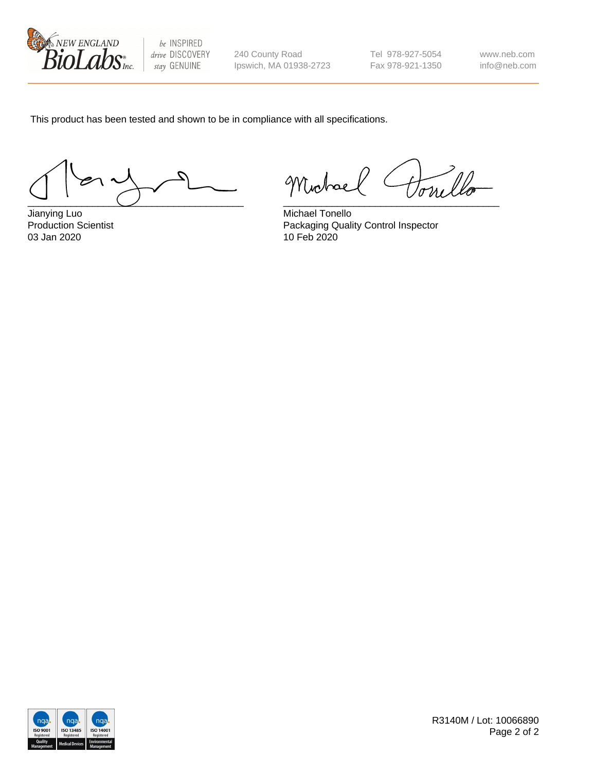This product has been tested and shown to be in compliance with all specifications.

Jianying Luo
Production Scientist
03 Jan 2020

Michael Tonello
Packaging Quality Control Inspector
10 Feb 2020

R3140M / Lot: 10066890